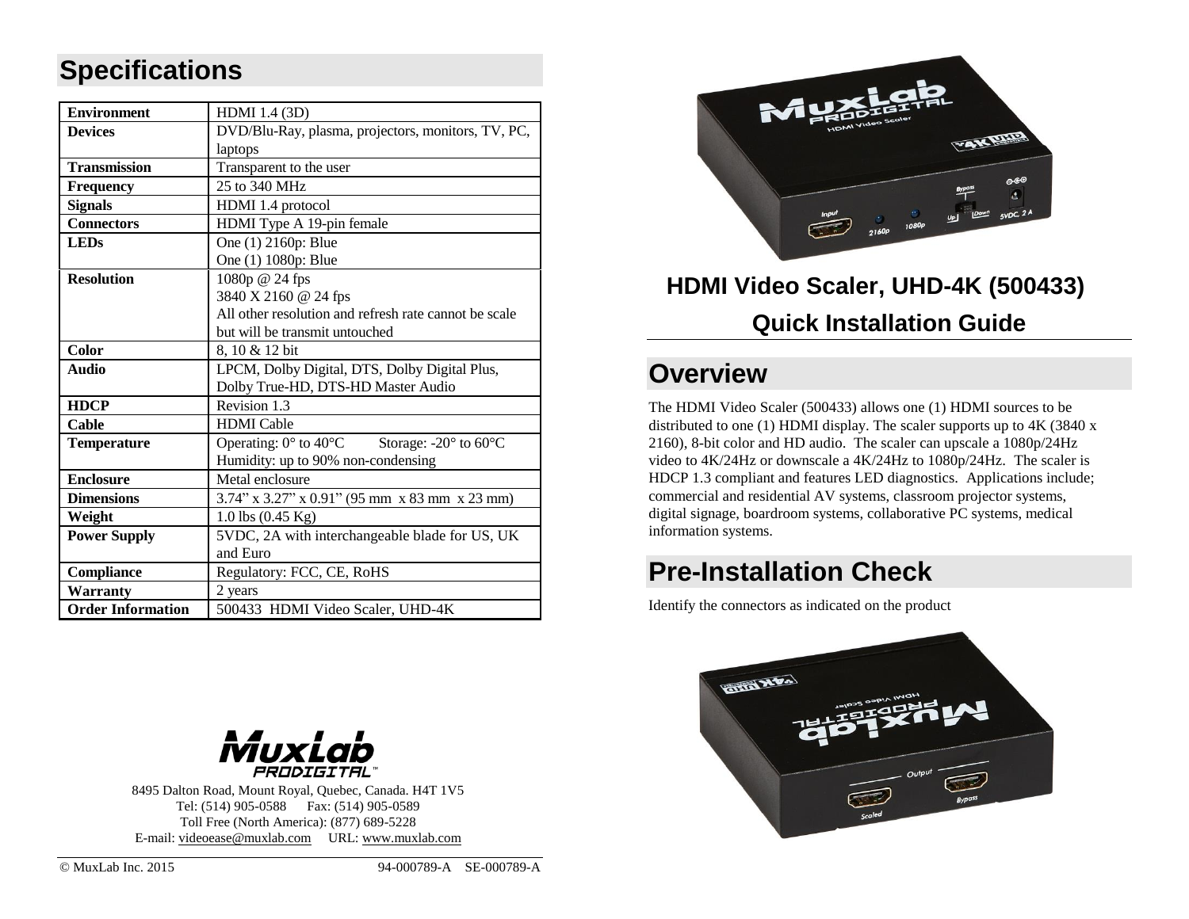## Specifications

| | |
|---|---|
| **Environment** | HDMI 1.4 (3D) |
| **Devices** | DVD/Blu-Ray, plasma, projectors, monitors, TV, PC, laptops |
| **Transmission** | Transparent to the user |
| **Frequency** | 25 to 340 MHz |
| **Signals** | HDMI 1.4 protocol |
| **Connectors** | HDMI Type A 19-pin female |
| **LEDs** | One (1) 2160p: Blue<br>One (1) 1080p: Blue |
| **Resolution** | 1080p @ 24 fps<br>3840 X 2160 @ 24 fps<br>All other resolution and refresh rate cannot be scale but will be transmit untouched |
| **Color** | 8, 10 & 12 bit |
| **Audio** | LPCM, Dolby Digital, DTS, Dolby Digital Plus, Dolby True-HD, DTS-HD Master Audio |
| **HDCP** | Revision 1.3 |
| **Cable** | HDMI Cable |
| **Temperature** | Operating: 0° to 40°C Storage: -20° to 60°C<br>Humidity: up to 90% non-condensing |
| **Enclosure** | Metal enclosure |
| **Dimensions** | 3.74" x 3.27" x 0.91" (95 mm x 83 mm x 23 mm) |
| **Weight** | 1.0 lbs (0.45 Kg) |
| **Power Supply** | 5VDC, 2A with interchangeable blade for US, UK and Euro |
| **Compliance** | Regulatory: FCC, CE, RoHS |
| **Warranty** | 2 years |
| **Order Information** | 500433 HDMI Video Scaler, UHD-4K |

8495 Dalton Road, Mount Royal, Quebec, Canada. H4T 1V5
Tel: (514) 905-0588 Fax: (514) 905-0589
Toll Free (North America): (877) 689-5228
E-mail: videoease@muxlab.com URL: www.muxlab.com

© MuxLab Inc. 2015 94-000789-A SE-000789-A

# HDMI Video Scaler, UHD-4K (500433)

## Quick Installation Guide

## Overview

The HDMI Video Scaler (500433) allows one (1) HDMI sources to be distributed to one (1) HDMI display. The scaler supports up to 4K (3840 x 2160), 8-bit color and HD audio. The scaler can upscale a 1080p/24Hz video to 4K/24Hz or downscale a 4K/24Hz to 1080p/24Hz. The scaler is HDCP 1.3 compliant and features LED diagnostics. Applications include; commercial and residential AV systems, classroom projector systems, digital signage, boardroom systems, collaborative PC systems, medical information systems.

## Pre-Installation Check

Identify the connectors as indicated on the product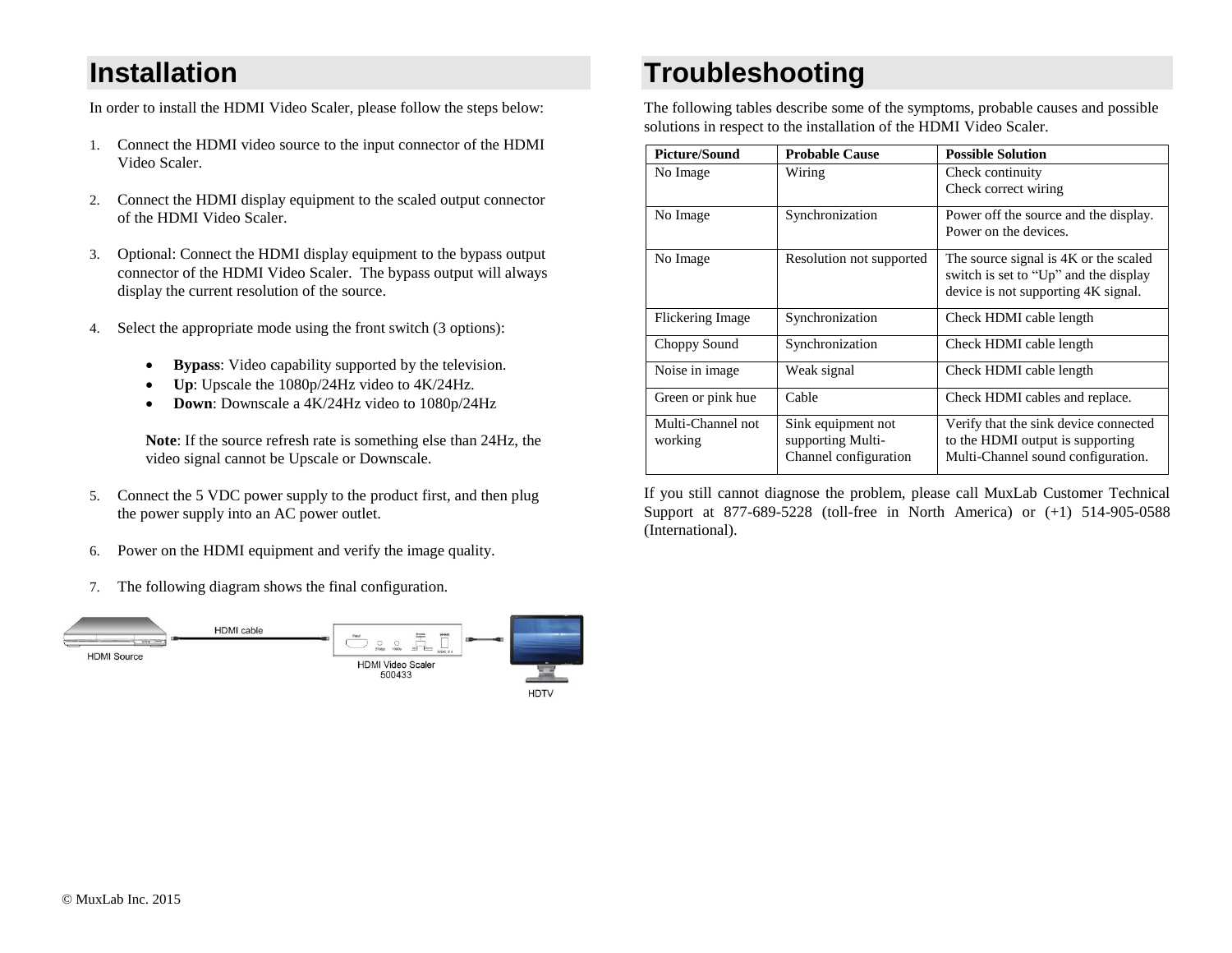# Installation

In order to install the HDMI Video Scaler, please follow the steps below:

1. Connect the HDMI video source to the input connector of the HDMI Video Scaler.

2. Connect the HDMI display equipment to the scaled output connector of the HDMI Video Scaler.

3. Optional: Connect the HDMI display equipment to the bypass output connector of the HDMI Video Scaler. The bypass output will always display the current resolution of the source.

4. Select the appropriate mode using the front switch (3 options):

   - **Bypass**: Video capability supported by the television.
   - **Up**: Upscale the 1080p/24Hz video to 4K/24Hz.
   - **Down**: Downscale a 4K/24Hz video to 1080p/24Hz

   **Note**: If the source refresh rate is something else than 24Hz, the video signal cannot be Upscale or Downscale.

5. Connect the 5 VDC power supply to the product first, and then plug the power supply into an AC power outlet.

6. Power on the HDMI equipment and verify the image quality.

7. The following diagram shows the final configuration.

HDMI cable
HDMI Source
HDMI Video Scaler
500433
HDTV

# Troubleshooting

The following tables describe some of the symptoms, probable causes and possible solutions in respect to the installation of the HDMI Video Scaler.

| Picture/Sound | Probable Cause | Possible Solution |
|---|---|---|
| No Image | Wiring | Check continuity<br>Check correct wiring |
| No Image | Synchronization | Power off the source and the display.<br>Power on the devices. |
| No Image | Resolution not supported | The source signal is 4K or the scaled switch is set to "Up" and the display device is not supporting 4K signal. |
| Flickering Image | Synchronization | Check HDMI cable length |
| Choppy Sound | Synchronization | Check HDMI cable length |
| Noise in image | Weak signal | Check HDMI cable length |
| Green or pink hue | Cable | Check HDMI cables and replace. |
| Multi-Channel not working | Sink equipment not supporting Multi-Channel configuration | Verify that the sink device connected to the HDMI output is supporting Multi-Channel sound configuration. |

If you still cannot diagnose the problem, please call MuxLab Customer Technical Support at 877-689-5228 (toll-free in North America) or (+1) 514-905-0588 (International).

© MuxLab Inc. 2015